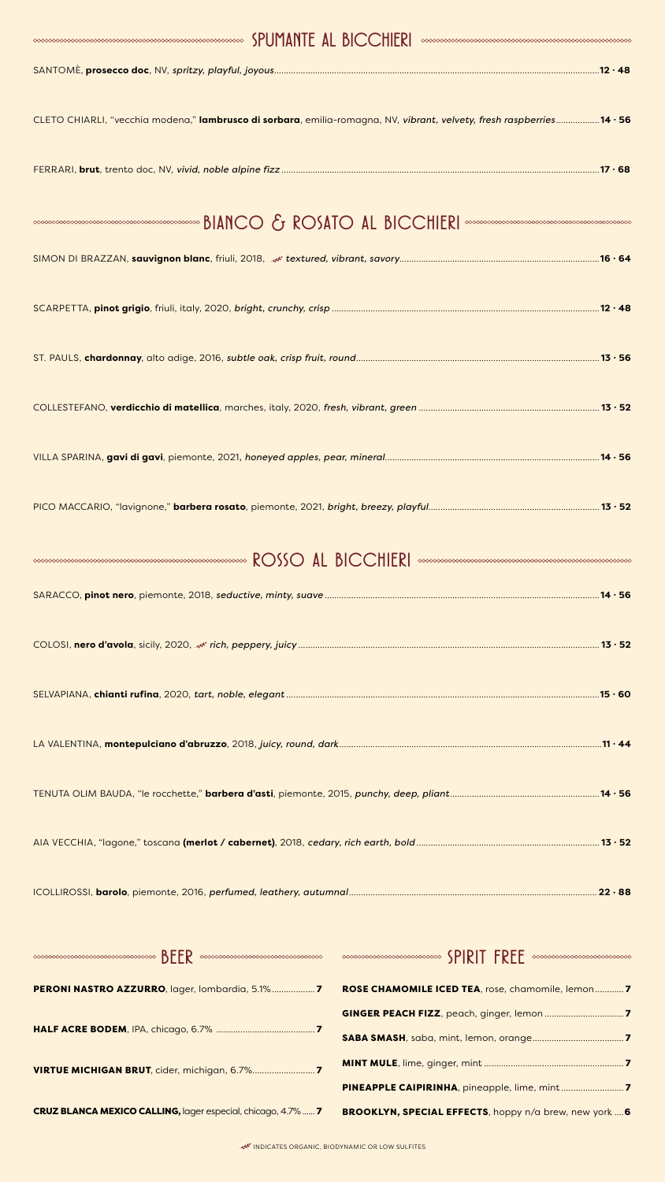## SPUMANTE AL BICCHIERI

SANTOMÈ, **prosecco doc**, NV, *spritzy, playful, joyous* ..... **12 · 48**

CLETO CHIARLI, "vecchia modena," **lambrusco di sorbara**, emilia-romagna, NV, *vibrant, velvety, fresh raspberries* ..... **14 · 56**

FERRARI, **brut**, trento doc, NV, *vivid, noble alpine fizz* ..... **17 · 68**

## BIANCO & ROSATO AL BICCHIERI

SIMON DI BRAZZAN, **sauvignon blanc**, friuli, 2018, 🌿 *textured, vibrant, savory* ..... **16 · 64**

SCARPETTA, **pinot grigio**, friuli, italy, 2020, *bright, crunchy, crisp* ..... **12 · 48**

ST. PAULS, **chardonnay**, alto adige, 2016, *subtle oak, crisp fruit, round* ..... **13 · 56**

COLLESTEFANO, **verdicchio di matellica**, marches, italy, 2020, *fresh, vibrant, green* ..... **13 · 52**

VILLA SPARINA, **gavi di gavi**, piemonte, 2021, *honeyed apples, pear, mineral* ..... **14 · 56**

PICO MACCARIO, "lavignone," **barbera rosato**, piemonte, 2021, *bright, breezy, playful* ..... **13 · 52**

## ROSSO AL BICCHIERI

SARACCO, **pinot nero**, piemonte, 2018, *seductive, minty, suave* ..... **14 · 56**

COLOSI, **nero d'avola**, sicily, 2020, 🌿 *rich, peppery, juicy* ..... **13 · 52**

SELVAPIANA, **chianti rufina**, 2020, *tart, noble, elegant* ..... **15 · 60**

LA VALENTINA, **montepulciano d'abruzzo**, 2018, *juicy, round, dark* ..... **11 · 44**

TENUTA OLIM BAUDA, "le rocchette," **barbera d'asti**, piemonte, 2015, *punchy, deep, pliant* ..... **14 · 56**

AIA VECCHIA, "lagone," toscana **(merlot / cabernet)**, 2018, *cedary, rich earth, bold* ..... **13 · 52**

ICOLLIROSSI, **barolo**, piemonte, 2016, *perfumed, leathery, autumnal* ..... **22 · 88**

## BEER

**PERONI NASTRO AZZURRO**, lager, lombardia, 5.1% ..... **7**

**HALF ACRE BODEM**, IPA, chicago, 6.7% ..... **7**

**VIRTUE MICHIGAN BRUT**, cider, michigan, 6.7% ..... **7**

**CRUZ BLANCA MEXICO CALLING,** lager especial, chicago, 4.7% ..... **7**

## SPIRIT FREE

**ROSE CHAMOMILE ICED TEA**, rose, chamomile, lemon ..... **7**

**GINGER PEACH FIZZ**, peach, ginger, lemon ..... **7**

**SABA SMASH**, saba, mint, lemon, orange ..... **7**

**MINT MULE**, lime, ginger, mint ..... **7**

**PINEAPPLE CAIPIRINHA**, pineapple, lime, mint ..... **7**

**BROOKLYN, SPECIAL EFFECTS**, hoppy n/a brew, new york ..... **6**

🌿 INDICATES ORGANIC, BIODYNAMIC OR LOW SULFITES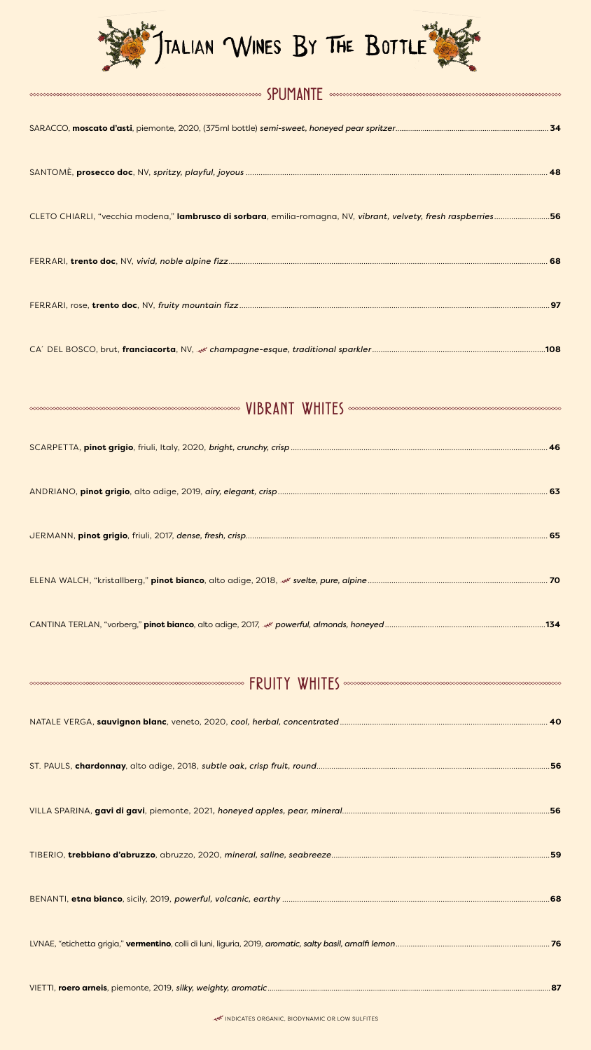# Italian Wines By The Bottle

## SPUMANTE

SARACCO, **moscato d'asti**, piemonte, 2020, (375ml bottle) *semi-sweet, honeyed pear spritzer*.......... **34**

SANTOMÈ, **prosecco doc**, NV, *spritzy, playful, joyous*.......... **48**

CLETO CHIARLI, "vecchia modena," **lambrusco di sorbara**, emilia-romagna, NV, *vibrant, velvety, fresh raspberries*.......... **56**

FERRARI, **trento doc**, NV, *vivid, noble alpine fizz*.......... **68**

FERRARI, rose, **trento doc**, NV, *fruity mountain fizz*.......... **97**

CA' DEL BOSCO, brut, **franciacorta**, NV, *champagne-esque, traditional sparkler*.......... **108**

## VIBRANT WHITES

SCARPETTA, **pinot grigio**, friuli, Italy, 2020, *bright, crunchy, crisp*.......... **46**

ANDRIANO, **pinot grigio**, alto adige, 2019, *airy, elegant, crisp*.......... **63**

JERMANN, **pinot grigio**, friuli, 2017, *dense, fresh, crisp*.......... **65**

ELENA WALCH, "kristallberg," **pinot bianco**, alto adige, 2018, *svelte, pure, alpine*.......... **70**

CANTINA TERLAN, "vorberg," **pinot bianco**, alto adige, 2017, *powerful, almonds, honeyed*.......... **134**

## FRUITY WHITES

NATALE VERGA, **sauvignon blanc**, veneto, 2020, *cool, herbal, concentrated*.......... **40**

ST. PAULS, **chardonnay**, alto adige, 2018, *subtle oak, crisp fruit, round*.......... **56**

VILLA SPARINA, **gavi di gavi**, piemonte, 2021, *honeyed apples, pear, mineral*.......... **56**

TIBERIO, **trebbiano d'abruzzo**, abruzzo, 2020, *mineral, saline, seabreeze*.......... **59**

BENANTI, **etna bianco**, sicily, 2019, *powerful, volcanic, earthy*.......... **68**

LVNAE, "etichetta grigia," **vermentino**, colli di luni, liguria, 2019, *aromatic, salty basil, amalfi lemon*.......... **76**

VIETTI, **roero arneis**, piemonte, 2019, *silky, weighty, aromatic*.......... **87**

INDICATES ORGANIC, BIODYNAMIC OR LOW SULFITES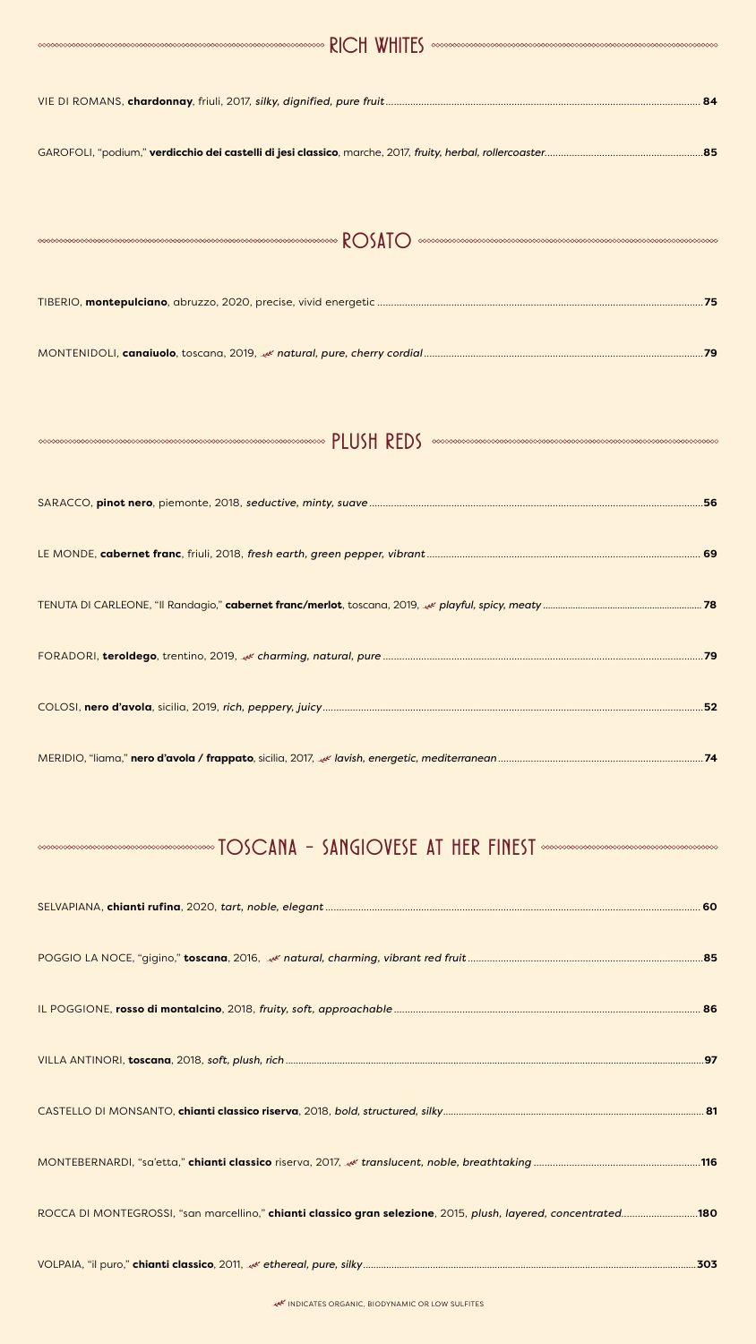## RICH WHITES

VIE DI ROMANS, **chardonnay**, friuli, 2017, *silky, dignified, pure fruit* ........ **84**

GAROFOLI, "podium," **verdicchio dei castelli di jesi classico**, marche, 2017, *fruity, herbal, rollercoaster* ........ **85**

## ROSATO

TIBERIO, **montepulciano**, abruzzo, 2020, precise, vivid energetic ........ **75**

MONTENIDOLI, **canaiuolo**, toscana, 2019, 🌿 *natural, pure, cherry cordial* ........ **79**

## PLUSH REDS

SARACCO, **pinot nero**, piemonte, 2018, *seductive, minty, suave* ........ **56**

LE MONDE, **cabernet franc**, friuli, 2018, *fresh earth, green pepper, vibrant* ........ **69**

TENUTA DI CARLEONE, "Il Randagio," **cabernet franc/merlot**, toscana, 2019, 🌿 *playful, spicy, meaty* ........ **78**

FORADORI, **teroldego**, trentino, 2019, 🌿 *charming, natural, pure* ........ **79**

COLOSI, **nero d'avola**, sicilia, 2019, *rich, peppery, juicy* ........ **52**

MERIDIO, "liama," **nero d'avola / frappato**, sicilia, 2017, 🌿 *lavish, energetic, mediterranean* ........ **74**

## TOSCANA - SANGIOVESE AT HER FINEST

SELVAPIANA, **chianti rufina**, 2020, *tart, noble, elegant* ........ **60**

POGGIO LA NOCE, "gigino," **toscana**, 2016, 🌿 *natural, charming, vibrant red fruit* ........ **85**

IL POGGIONE, **rosso di montalcino**, 2018, *fruity, soft, approachable* ........ **86**

VILLA ANTINORI, **toscana**, 2018, *soft, plush, rich* ........ **97**

CASTELLO DI MONSANTO, **chianti classico riserva**, 2018, *bold, structured, silky* ........ **81**

MONTEBERNARDI, "sa'etta," **chianti classico** riserva, 2017, 🌿 *translucent, noble, breathtaking* ........ **116**

ROCCA DI MONTEGROSSI, "san marcellino," **chianti classico gran selezione**, 2015, *plush, layered, concentrated* ........ **180**

VOLPAIA, "il puro," **chianti classico**, 2011, 🌿 *ethereal, pure, silky* ........ **303**

🌿 INDICATES ORGANIC, BIODYNAMIC OR LOW SULFITES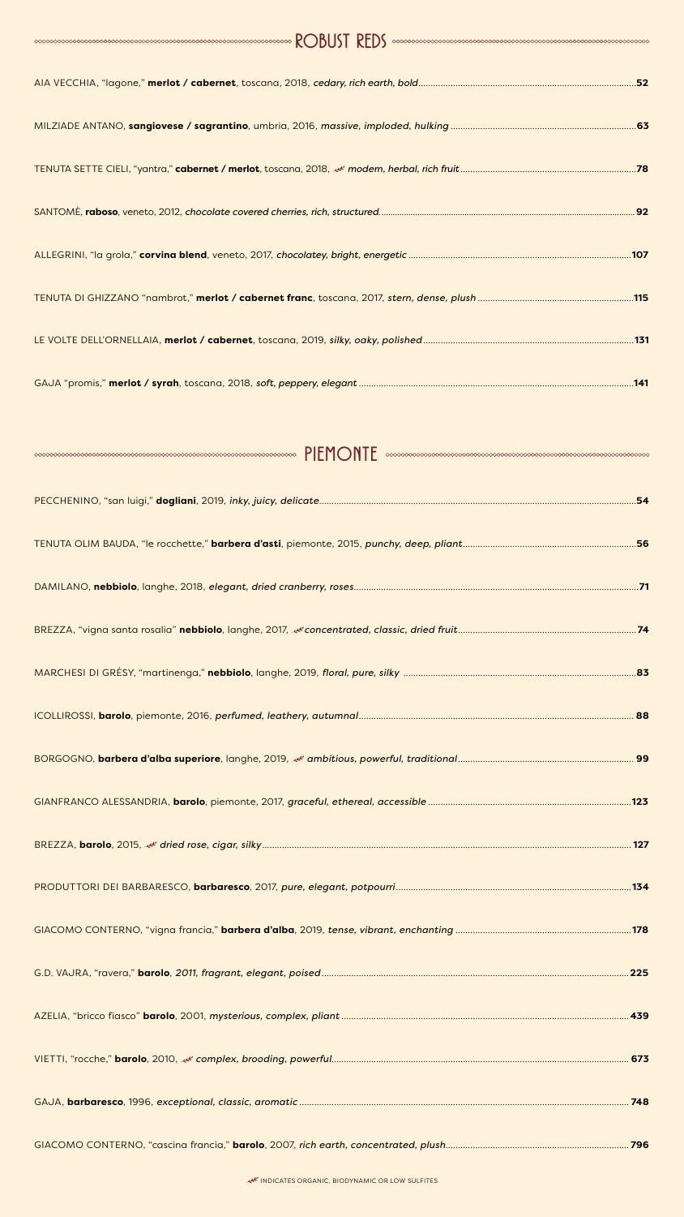## ROBUST REDS

AIA VECCHIA, "lagone," **merlot / cabernet**, toscana, 2018, *cedary, rich earth, bold* ........ 52

MILZIADE ANTANO, **sangiovese / sagrantino**, umbria, 2016, *massive, imploded, hulking* ........ 63

TENUTA SETTE CIELI, "yantra," **cabernet / merlot**, toscana, 2018, *modern, herbal, rich fruit* ........ 78

SANTOMÈ, **raboso**, veneto, 2012, *chocolate covered cherries, rich, structured* ........ 92

ALLEGRINI, "la grola," **corvina blend**, veneto, 2017, *chocolatey, bright, energetic* ........ 107

TENUTA DI GHIZZANO "nambrot," **merlot / cabernet franc**, toscana, 2017, *stern, dense, plush* ........ 115

LE VOLTE DELL'ORNELLAIA, **merlot / cabernet**, toscana, 2019, *silky, oaky, polished* ........ 131

GAJA "promis," **merlot / syrah**, toscana, 2018, *soft, peppery, elegant* ........ 141

## PIEMONTE

PECCHENINO, "san luigi," **dogliani**, 2019, *inky, juicy, delicate* ........ 54

TENUTA OLIM BAUDA, "le rocchette," **barbera d'asti**, piemonte, 2015, *punchy, deep, pliant* ........ 56

DAMILANO, **nebbiolo**, langhe, 2018, *elegant, dried cranberry, roses* ........ 71

BREZZA, "vigna santa rosalia" **nebbiolo**, langhe, 2017, *concentrated, classic, dried fruit* ........ 74

MARCHESI DI GRÉSY, "martinenga," **nebbiolo**, langhe, 2019, *floral, pure, silky* ........ 83

ICOLLIROSSI, **barolo**, piemonte, 2016, *perfumed, leathery, autumnal* ........ 88

BORGOGNO, **barbera d'alba superiore**, langhe, 2019, *ambitious, powerful, traditional* ........ 99

GIANFRANCO ALESSANDRIA, **barolo**, piemonte, 2017, *graceful, ethereal, accessible* ........ 123

BREZZA, **barolo**, 2015, *dried rose, cigar, silky* ........ 127

PRODUTTORI DEI BARBARESCO, **barbaresco**, 2017, *pure, elegant, potpourri* ........ 134

GIACOMO CONTERNO, "vigna francia," **barbera d'alba**, 2019, *tense, vibrant, enchanting* ........ 178

G.D. VAJRA, "ravera," **barolo**, *2011, fragrant, elegant, poised* ........ 225

AZELIA, "bricco fiasco" **barolo**, 2001, *mysterious, complex, pliant* ........ 439

VIETTI, "rocche," **barolo**, 2010, *complex, brooding, powerful* ........ 673

GAJA, **barbaresco**, 1996, *exceptional, classic, aromatic* ........ 748

GIACOMO CONTERNO, "cascina francia," **barolo**, 2007, *rich earth, concentrated, plush* ........ 796

INDICATES ORGANIC, BIODYNAMIC OR LOW SULFITES